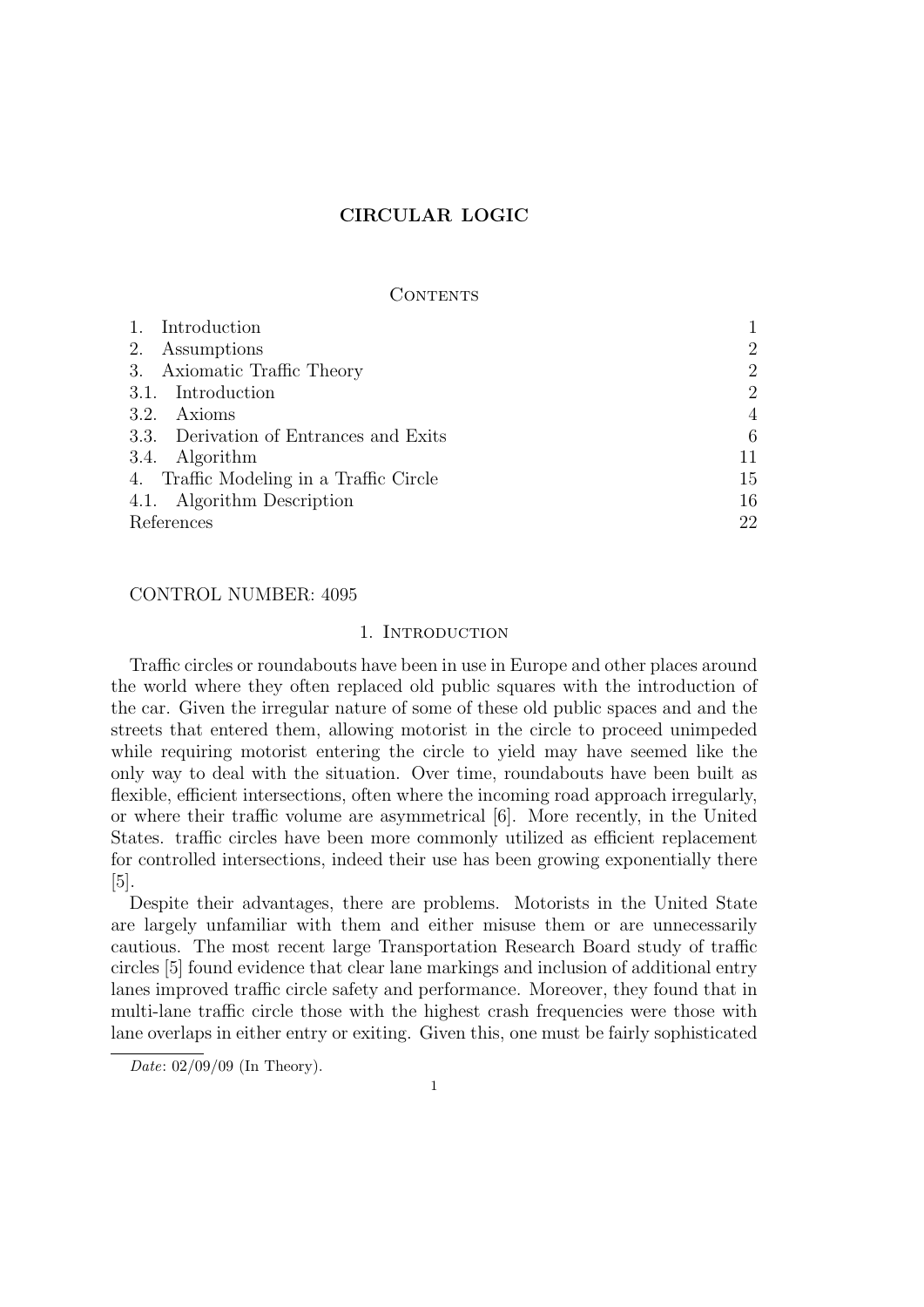# CIRCULAR LOGIC

## Contents

| | |
|---|---|
| 1. Introduction | 1 |
| 2. Assumptions | 2 |
| 3. Axiomatic Traffic Theory | 2 |
| 3.1. Introduction | 2 |
| 3.2. Axioms | 4 |
| 3.3. Derivation of Entrances and Exits | 6 |
| 3.4. Algorithm | 11 |
| 4. Traffic Modeling in a Traffic Circle | 15 |
| 4.1. Algorithm Description | 16 |
| References | 22 |

CONTROL NUMBER: 4095

## 1. Introduction

Traffic circles or roundabouts have been in use in Europe and other places around the world where they often replaced old public squares with the introduction of the car. Given the irregular nature of some of these old public spaces and and the streets that entered them, allowing motorist in the circle to proceed unimpeded while requiring motorist entering the circle to yield may have seemed like the only way to deal with the situation. Over time, roundabouts have been built as flexible, efficient intersections, often where the incoming road approach irregularly, or where their traffic volume are asymmetrical [6]. More recently, in the United States. traffic circles have been more commonly utilized as efficient replacement for controlled intersections, indeed their use has been growing exponentially there [5].

Despite their advantages, there are problems. Motorists in the United State are largely unfamiliar with them and either misuse them or are unnecessarily cautious. The most recent large Transportation Research Board study of traffic circles [5] found evidence that clear lane markings and inclusion of additional entry lanes improved traffic circle safety and performance. Moreover, they found that in multi-lane traffic circle those with the highest crash frequencies were those with lane overlaps in either entry or exiting. Given this, one must be fairly sophisticated

*Date*: 02/09/09 (In Theory).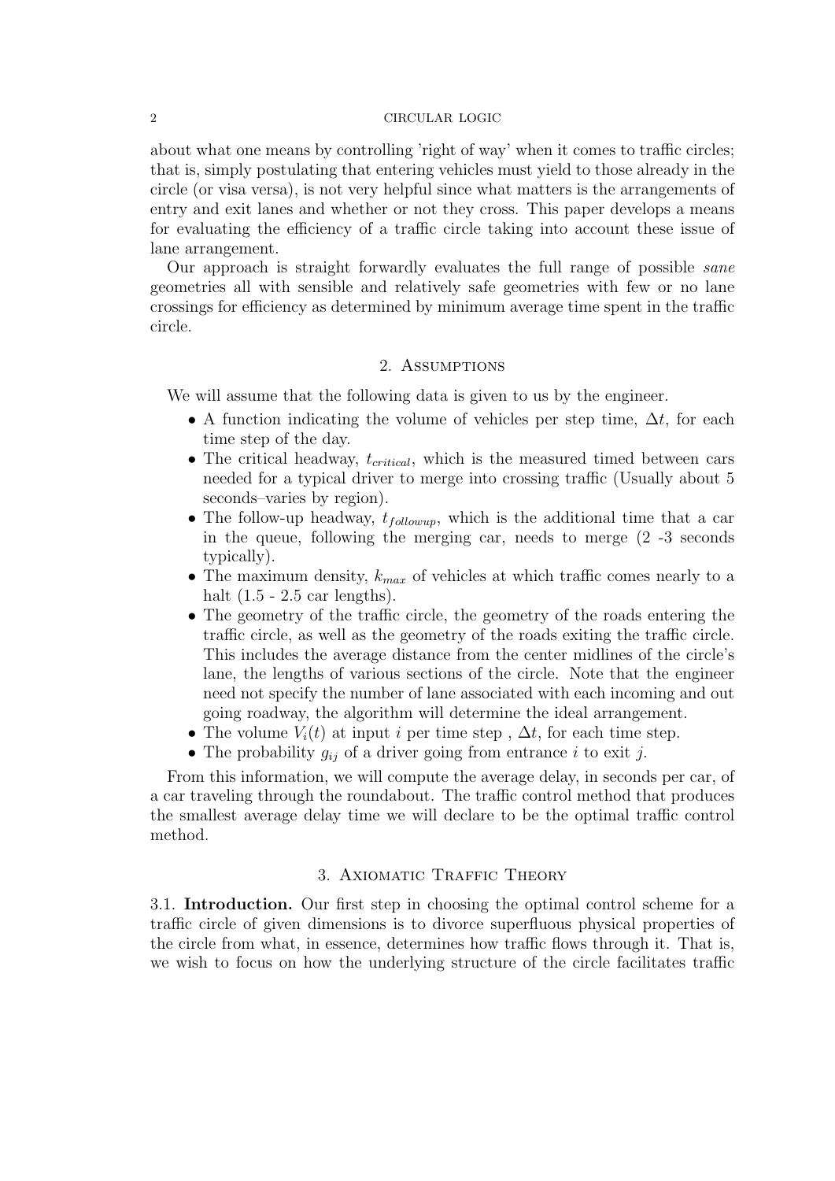about what one means by controlling 'right of way' when it comes to traffic circles; that is, simply postulating that entering vehicles must yield to those already in the circle (or visa versa), is not very helpful since what matters is the arrangements of entry and exit lanes and whether or not they cross. This paper develops a means for evaluating the efficiency of a traffic circle taking into account these issue of lane arrangement.

Our approach is straight forwardly evaluates the full range of possible *sane* geometries all with sensible and relatively safe geometries with few or no lane crossings for efficiency as determined by minimum average time spent in the traffic circle.

## 2. Assumptions

We will assume that the following data is given to us by the engineer.

- A function indicating the volume of vehicles per step time, $\Delta t$, for each time step of the day.
- The critical headway, $t_{critical}$, which is the measured timed between cars needed for a typical driver to merge into crossing traffic (Usually about 5 seconds–varies by region).
- The follow-up headway, $t_{followup}$, which is the additional time that a car in the queue, following the merging car, needs to merge (2 -3 seconds typically).
- The maximum density, $k_{max}$ of vehicles at which traffic comes nearly to a halt (1.5 - 2.5 car lengths).
- The geometry of the traffic circle, the geometry of the roads entering the traffic circle, as well as the geometry of the roads exiting the traffic circle. This includes the average distance from the center midlines of the circle's lane, the lengths of various sections of the circle. Note that the engineer need not specify the number of lane associated with each incoming and out going roadway, the algorithm will determine the ideal arrangement.
- The volume $V_i(t)$ at input $i$ per time step , $\Delta t$, for each time step.
- The probability $g_{ij}$ of a driver going from entrance $i$ to exit $j$.

From this information, we will compute the average delay, in seconds per car, of a car traveling through the roundabout. The traffic control method that produces the smallest average delay time we will declare to be the optimal traffic control method.

## 3. Axiomatic Traffic Theory

### 3.1. Introduction.

Our first step in choosing the optimal control scheme for a traffic circle of given dimensions is to divorce superfluous physical properties of the circle from what, in essence, determines how traffic flows through it. That is, we wish to focus on how the underlying structure of the circle facilitates traffic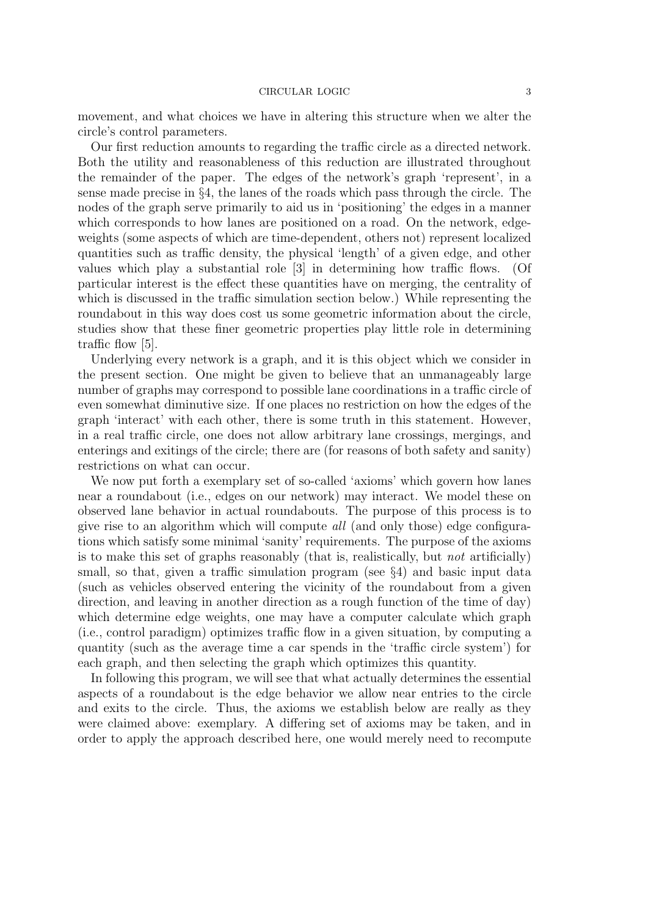movement, and what choices we have in altering this structure when we alter the circle's control parameters.

Our first reduction amounts to regarding the traffic circle as a directed network. Both the utility and reasonableness of this reduction are illustrated throughout the remainder of the paper. The edges of the network's graph 'represent', in a sense made precise in §4, the lanes of the roads which pass through the circle. The nodes of the graph serve primarily to aid us in 'positioning' the edges in a manner which corresponds to how lanes are positioned on a road. On the network, edge-weights (some aspects of which are time-dependent, others not) represent localized quantities such as traffic density, the physical 'length' of a given edge, and other values which play a substantial role [3] in determining how traffic flows. (Of particular interest is the effect these quantities have on merging, the centrality of which is discussed in the traffic simulation section below.) While representing the roundabout in this way does cost us some geometric information about the circle, studies show that these finer geometric properties play little role in determining traffic flow [5].

Underlying every network is a graph, and it is this object which we consider in the present section. One might be given to believe that an unmanageably large number of graphs may correspond to possible lane coordinations in a traffic circle of even somewhat diminutive size. If one places no restriction on how the edges of the graph 'interact' with each other, there is some truth in this statement. However, in a real traffic circle, one does not allow arbitrary lane crossings, mergings, and enterings and exitings of the circle; there are (for reasons of both safety and sanity) restrictions on what can occur.

We now put forth a exemplary set of so-called 'axioms' which govern how lanes near a roundabout (i.e., edges on our network) may interact. We model these on observed lane behavior in actual roundabouts. The purpose of this process is to give rise to an algorithm which will compute *all* (and only those) edge configurations which satisfy some minimal 'sanity' requirements. The purpose of the axioms is to make this set of graphs reasonably (that is, realistically, but *not* artificially) small, so that, given a traffic simulation program (see §4) and basic input data (such as vehicles observed entering the vicinity of the roundabout from a given direction, and leaving in another direction as a rough function of the time of day) which determine edge weights, one may have a computer calculate which graph (i.e., control paradigm) optimizes traffic flow in a given situation, by computing a quantity (such as the average time a car spends in the 'traffic circle system') for each graph, and then selecting the graph which optimizes this quantity.

In following this program, we will see that what actually determines the essential aspects of a roundabout is the edge behavior we allow near entries to the circle and exits to the circle. Thus, the axioms we establish below are really as they were claimed above: exemplary. A differing set of axioms may be taken, and in order to apply the approach described here, one would merely need to recompute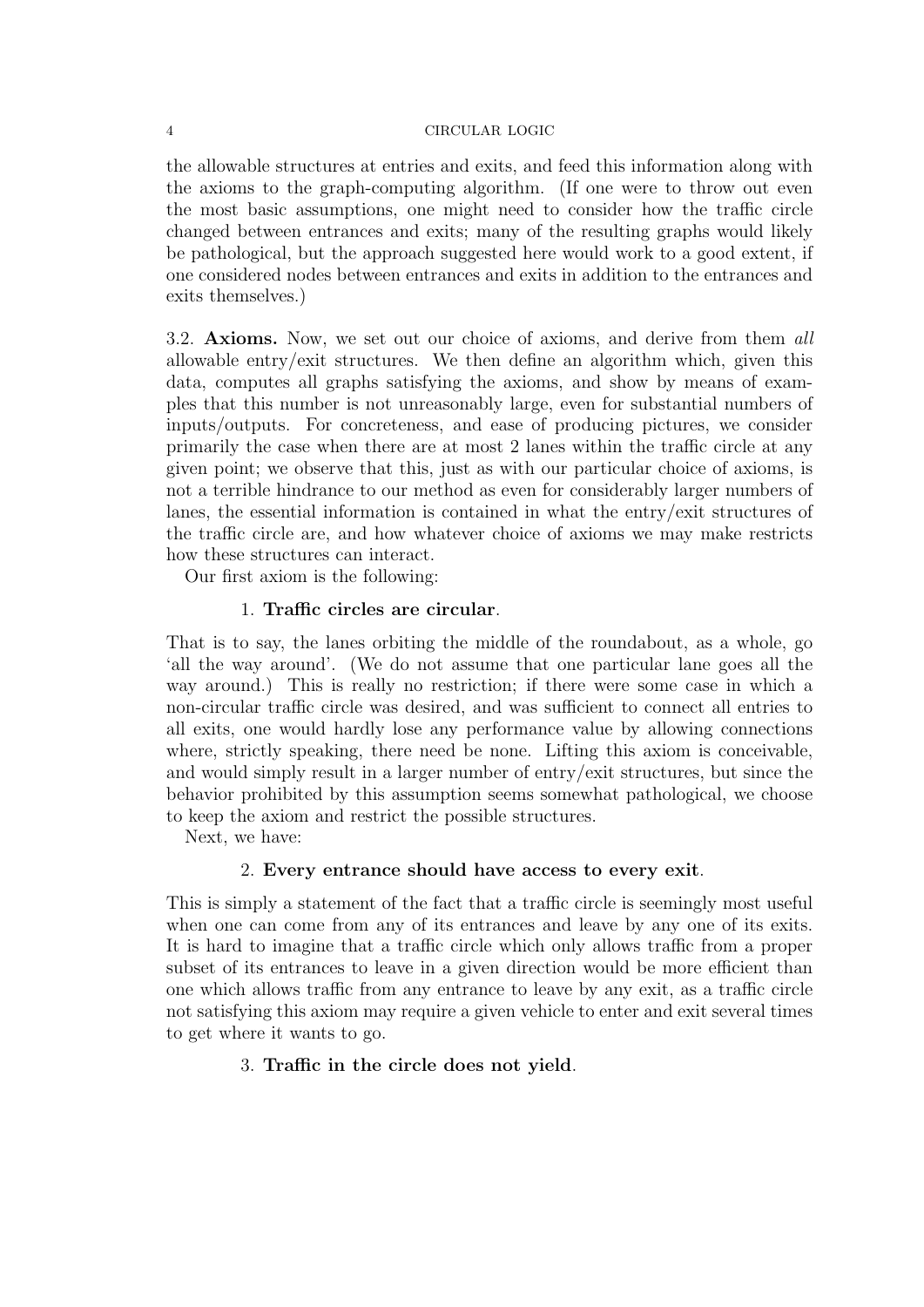the allowable structures at entries and exits, and feed this information along with the axioms to the graph-computing algorithm. (If one were to throw out even the most basic assumptions, one might need to consider how the traffic circle changed between entrances and exits; many of the resulting graphs would likely be pathological, but the approach suggested here would work to a good extent, if one considered nodes between entrances and exits in addition to the entrances and exits themselves.)

3.2. **Axioms.** Now, we set out our choice of axioms, and derive from them *all* allowable entry/exit structures. We then define an algorithm which, given this data, computes all graphs satisfying the axioms, and show by means of examples that this number is not unreasonably large, even for substantial numbers of inputs/outputs. For concreteness, and ease of producing pictures, we consider primarily the case when there are at most 2 lanes within the traffic circle at any given point; we observe that this, just as with our particular choice of axioms, is not a terrible hindrance to our method as even for considerably larger numbers of lanes, the essential information is contained in what the entry/exit structures of the traffic circle are, and how whatever choice of axioms we may make restricts how these structures can interact.

Our first axiom is the following:

1. **Traffic circles are circular**.

That is to say, the lanes orbiting the middle of the roundabout, as a whole, go 'all the way around'. (We do not assume that one particular lane goes all the way around.) This is really no restriction; if there were some case in which a non-circular traffic circle was desired, and was sufficient to connect all entries to all exits, one would hardly lose any performance value by allowing connections where, strictly speaking, there need be none. Lifting this axiom is conceivable, and would simply result in a larger number of entry/exit structures, but since the behavior prohibited by this assumption seems somewhat pathological, we choose to keep the axiom and restrict the possible structures.

Next, we have:

2. **Every entrance should have access to every exit**.

This is simply a statement of the fact that a traffic circle is seemingly most useful when one can come from any of its entrances and leave by any one of its exits. It is hard to imagine that a traffic circle which only allows traffic from a proper subset of its entrances to leave in a given direction would be more efficient than one which allows traffic from any entrance to leave by any exit, as a traffic circle not satisfying this axiom may require a given vehicle to enter and exit several times to get where it wants to go.

3. **Traffic in the circle does not yield**.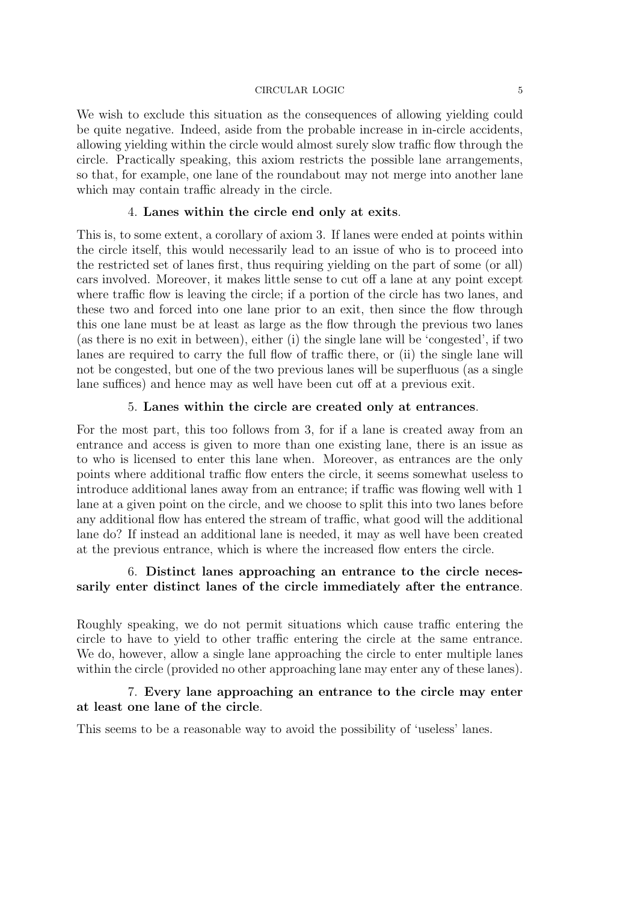We wish to exclude this situation as the consequences of allowing yielding could be quite negative. Indeed, aside from the probable increase in in-circle accidents, allowing yielding within the circle would almost surely slow traffic flow through the circle. Practically speaking, this axiom restricts the possible lane arrangements, so that, for example, one lane of the roundabout may not merge into another lane which may contain traffic already in the circle.

4. **Lanes within the circle end only at exits**.

This is, to some extent, a corollary of axiom 3. If lanes were ended at points within the circle itself, this would necessarily lead to an issue of who is to proceed into the restricted set of lanes first, thus requiring yielding on the part of some (or all) cars involved. Moreover, it makes little sense to cut off a lane at any point except where traffic flow is leaving the circle; if a portion of the circle has two lanes, and these two and forced into one lane prior to an exit, then since the flow through this one lane must be at least as large as the flow through the previous two lanes (as there is no exit in between), either (i) the single lane will be 'congested', if two lanes are required to carry the full flow of traffic there, or (ii) the single lane will not be congested, but one of the two previous lanes will be superfluous (as a single lane suffices) and hence may as well have been cut off at a previous exit.

5. **Lanes within the circle are created only at entrances**.

For the most part, this too follows from 3, for if a lane is created away from an entrance and access is given to more than one existing lane, there is an issue as to who is licensed to enter this lane when. Moreover, as entrances are the only points where additional traffic flow enters the circle, it seems somewhat useless to introduce additional lanes away from an entrance; if traffic was flowing well with 1 lane at a given point on the circle, and we choose to split this into two lanes before any additional flow has entered the stream of traffic, what good will the additional lane do? If instead an additional lane is needed, it may as well have been created at the previous entrance, which is where the increased flow enters the circle.

6. **Distinct lanes approaching an entrance to the circle necessarily enter distinct lanes of the circle immediately after the entrance**.

Roughly speaking, we do not permit situations which cause traffic entering the circle to have to yield to other traffic entering the circle at the same entrance. We do, however, allow a single lane approaching the circle to enter multiple lanes within the circle (provided no other approaching lane may enter any of these lanes).

7. **Every lane approaching an entrance to the circle may enter at least one lane of the circle**.

This seems to be a reasonable way to avoid the possibility of 'useless' lanes.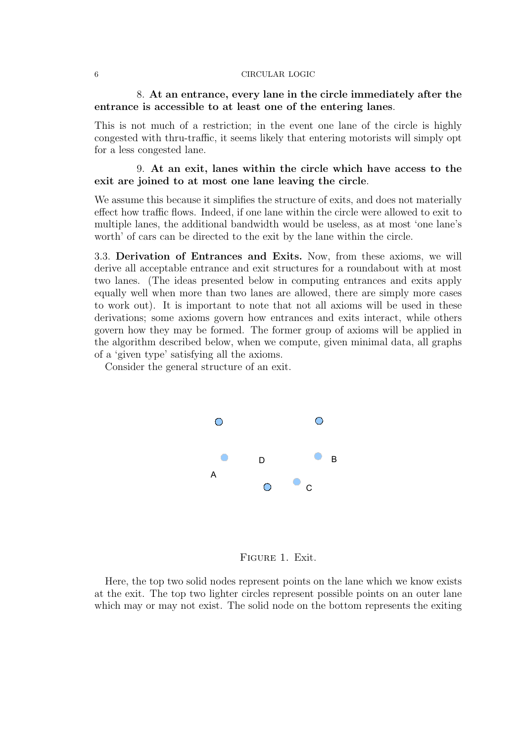8. **At an entrance, every lane in the circle immediately after the entrance is accessible to at least one of the entering lanes**.

This is not much of a restriction; in the event one lane of the circle is highly congested with thru-traffic, it seems likely that entering motorists will simply opt for a less congested lane.

9. **At an exit, lanes within the circle which have access to the exit are joined to at most one lane leaving the circle**.

We assume this because it simplifies the structure of exits, and does not materially effect how traffic flows. Indeed, if one lane within the circle were allowed to exit to multiple lanes, the additional bandwidth would be useless, as at most 'one lane's worth' of cars can be directed to the exit by the lane within the circle.

3.3. **Derivation of Entrances and Exits.** Now, from these axioms, we will derive all acceptable entrance and exit structures for a roundabout with at most two lanes. (The ideas presented below in computing entrances and exits apply equally well when more than two lanes are allowed, there are simply more cases to work out). It is important to note that not all axioms will be used in these derivations; some axioms govern how entrances and exits interact, while others govern how they may be formed. The former group of axioms will be applied in the algorithm described below, when we compute, given minimal data, all graphs of a 'given type' satisfying all the axioms.

Consider the general structure of an exit.

A D B C

Figure 1. Exit.

Here, the top two solid nodes represent points on the lane which we know exists at the exit. The top two lighter circles represent possible points on an outer lane which may or may not exist. The solid node on the bottom represents the exiting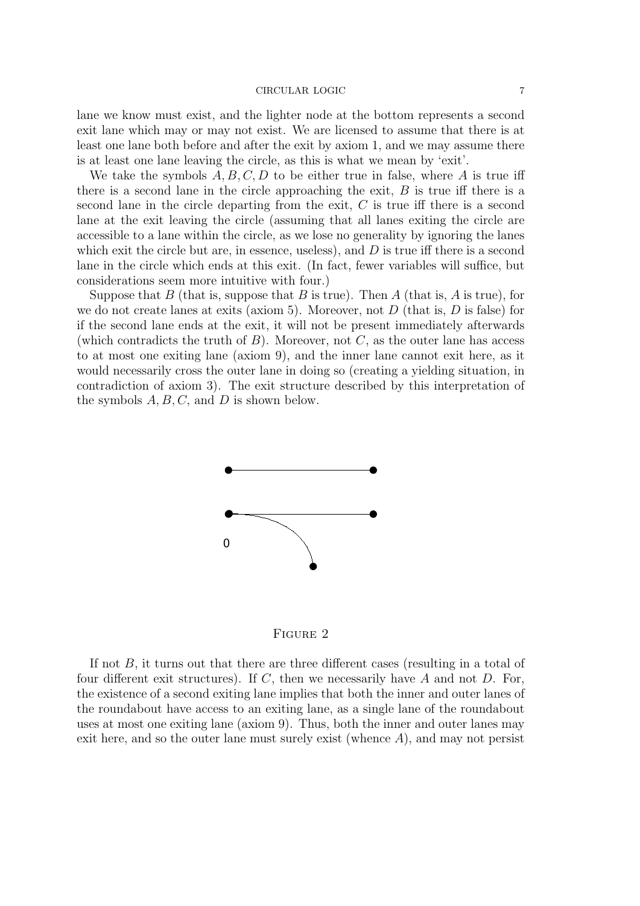lane we know must exist, and the lighter node at the bottom represents a second exit lane which may or may not exist. We are licensed to assume that there is at least one lane both before and after the exit by axiom 1, and we may assume there is at least one lane leaving the circle, as this is what we mean by 'exit'.

We take the symbols $A, B, C, D$ to be either true in false, where $A$ is true iff there is a second lane in the circle approaching the exit, $B$ is true iff there is a second lane in the circle departing from the exit, $C$ is true iff there is a second lane at the exit leaving the circle (assuming that all lanes exiting the circle are accessible to a lane within the circle, as we lose no generality by ignoring the lanes which exit the circle but are, in essence, useless), and $D$ is true iff there is a second lane in the circle which ends at this exit. (In fact, fewer variables will suffice, but considerations seem more intuitive with four.)

Suppose that $B$ (that is, suppose that $B$ is true). Then $A$ (that is, $A$ is true), for we do not create lanes at exits (axiom 5). Moreover, not $D$ (that is, $D$ is false) for if the second lane ends at the exit, it will not be present immediately afterwards (which contradicts the truth of $B$). Moreover, not $C$, as the outer lane has access to at most one exiting lane (axiom 9), and the inner lane cannot exit here, as it would necessarily cross the outer lane in doing so (creating a yielding situation, in contradiction of axiom 3). The exit structure described by this interpretation of the symbols $A, B, C$, and $D$ is shown below.

0

Figure 2

If not $B$, it turns out that there are three different cases (resulting in a total of four different exit structures). If $C$, then we necessarily have $A$ and not $D$. For, the existence of a second exiting lane implies that both the inner and outer lanes of the roundabout have access to an exiting lane, as a single lane of the roundabout uses at most one exiting lane (axiom 9). Thus, both the inner and outer lanes may exit here, and so the outer lane must surely exist (whence $A$), and may not persist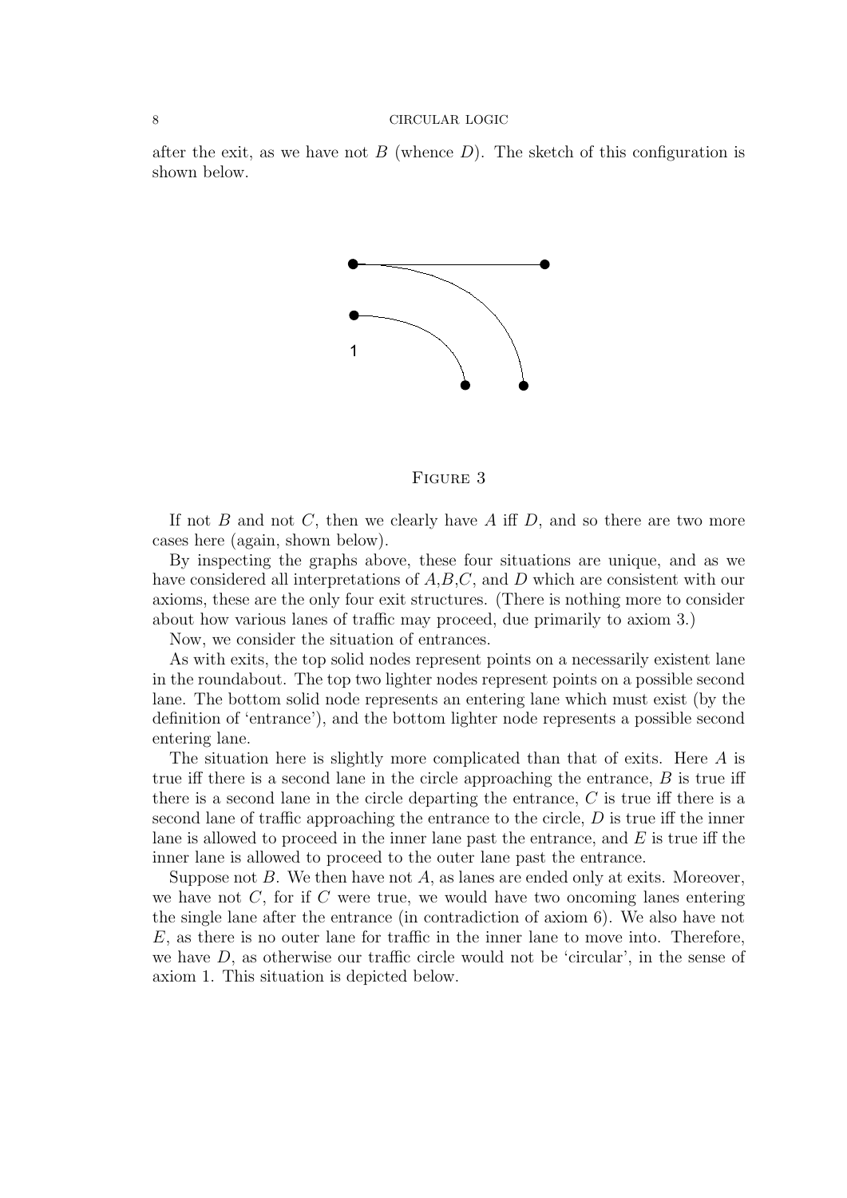after the exit, as we have not $B$ (whence $D$). The sketch of this configuration is shown below.

Figure 3

If not $B$ and not $C$, then we clearly have $A$ iff $D$, and so there are two more cases here (again, shown below).

By inspecting the graphs above, these four situations are unique, and as we have considered all interpretations of $A$,$B$,$C$, and $D$ which are consistent with our axioms, these are the only four exit structures. (There is nothing more to consider about how various lanes of traffic may proceed, due primarily to axiom 3.)

Now, we consider the situation of entrances.

As with exits, the top solid nodes represent points on a necessarily existent lane in the roundabout. The top two lighter nodes represent points on a possible second lane. The bottom solid node represents an entering lane which must exist (by the definition of 'entrance'), and the bottom lighter node represents a possible second entering lane.

The situation here is slightly more complicated than that of exits. Here $A$ is true iff there is a second lane in the circle approaching the entrance, $B$ is true iff there is a second lane in the circle departing the entrance, $C$ is true iff there is a second lane of traffic approaching the entrance to the circle, $D$ is true iff the inner lane is allowed to proceed in the inner lane past the entrance, and $E$ is true iff the inner lane is allowed to proceed to the outer lane past the entrance.

Suppose not $B$. We then have not $A$, as lanes are ended only at exits. Moreover, we have not $C$, for if $C$ were true, we would have two oncoming lanes entering the single lane after the entrance (in contradiction of axiom 6). We also have not $E$, as there is no outer lane for traffic in the inner lane to move into. Therefore, we have $D$, as otherwise our traffic circle would not be 'circular', in the sense of axiom 1. This situation is depicted below.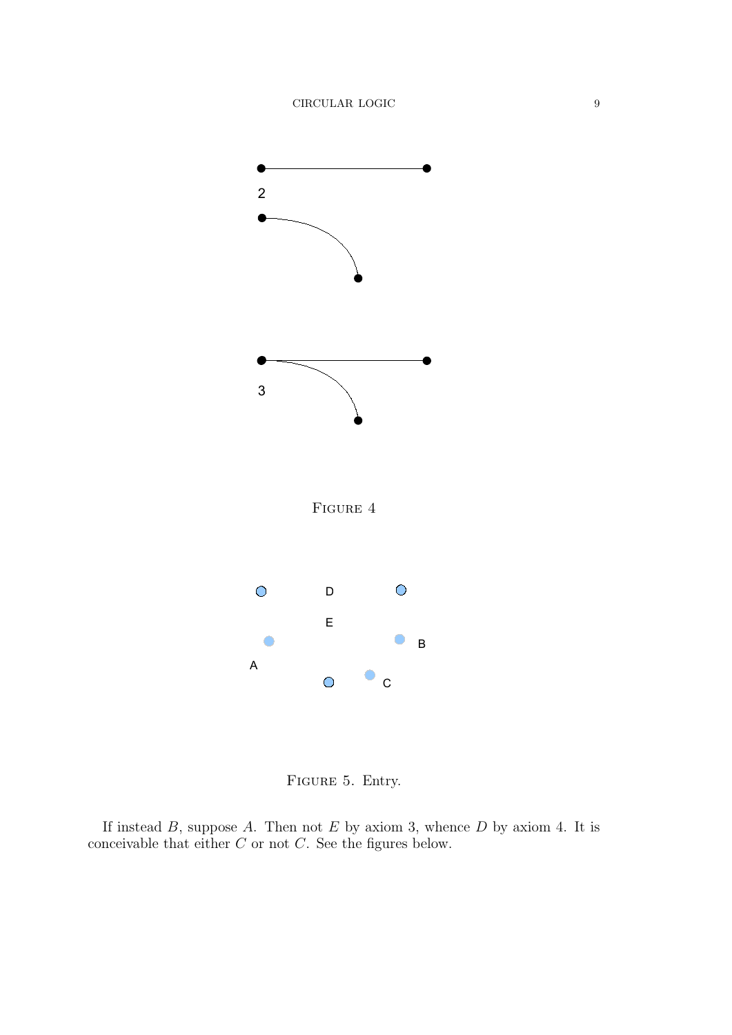FIGURE 4

FIGURE 5. Entry.

If instead $B$, suppose $A$. Then not $E$ by axiom 3, whence $D$ by axiom 4. It is conceivable that either $C$ or not $C$. See the figures below.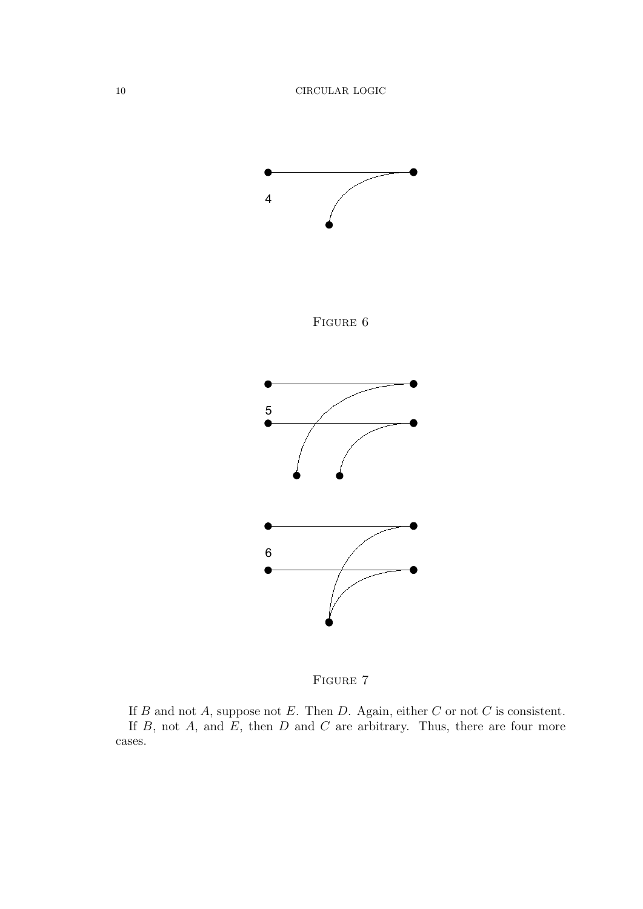Figure 6

Figure 7

If $B$ and not $A$, suppose not $E$. Then $D$. Again, either $C$ or not $C$ is consistent.

If $B$, not $A$, and $E$, then $D$ and $C$ are arbitrary. Thus, there are four more cases.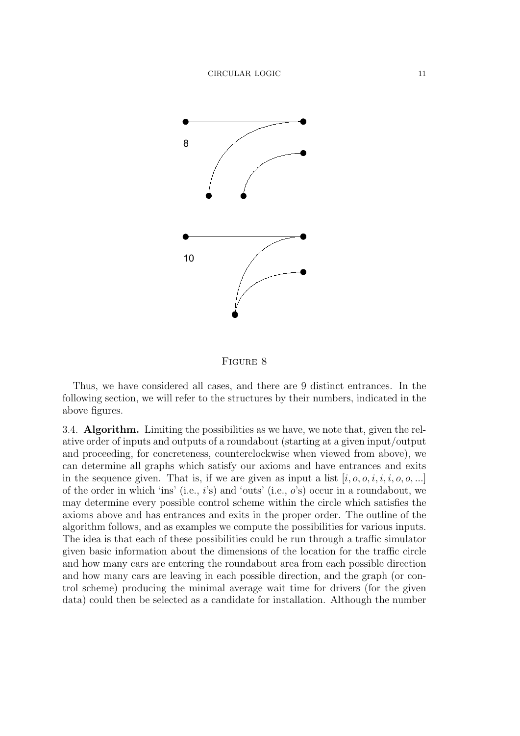8

10

Figure 8

Thus, we have considered all cases, and there are 9 distinct entrances. In the following section, we will refer to the structures by their numbers, indicated in the above figures.

3.4. **Algorithm.** Limiting the possibilities as we have, we note that, given the relative order of inputs and outputs of a roundabout (starting at a given input/output and proceeding, for concreteness, counterclockwise when viewed from above), we can determine all graphs which satisfy our axioms and have entrances and exits in the sequence given. That is, if we are given as input a list $[i, o, o, i, i, i, o, o, ...]$ of the order in which 'ins' (i.e., $i$'s) and 'outs' (i.e., $o$'s) occur in a roundabout, we may determine every possible control scheme within the circle which satisfies the axioms above and has entrances and exits in the proper order. The outline of the algorithm follows, and as examples we compute the possibilities for various inputs. The idea is that each of these possibilities could be run through a traffic simulator given basic information about the dimensions of the location for the traffic circle and how many cars are entering the roundabout area from each possible direction and how many cars are leaving in each possible direction, and the graph (or control scheme) producing the minimal average wait time for drivers (for the given data) could then be selected as a candidate for installation. Although the number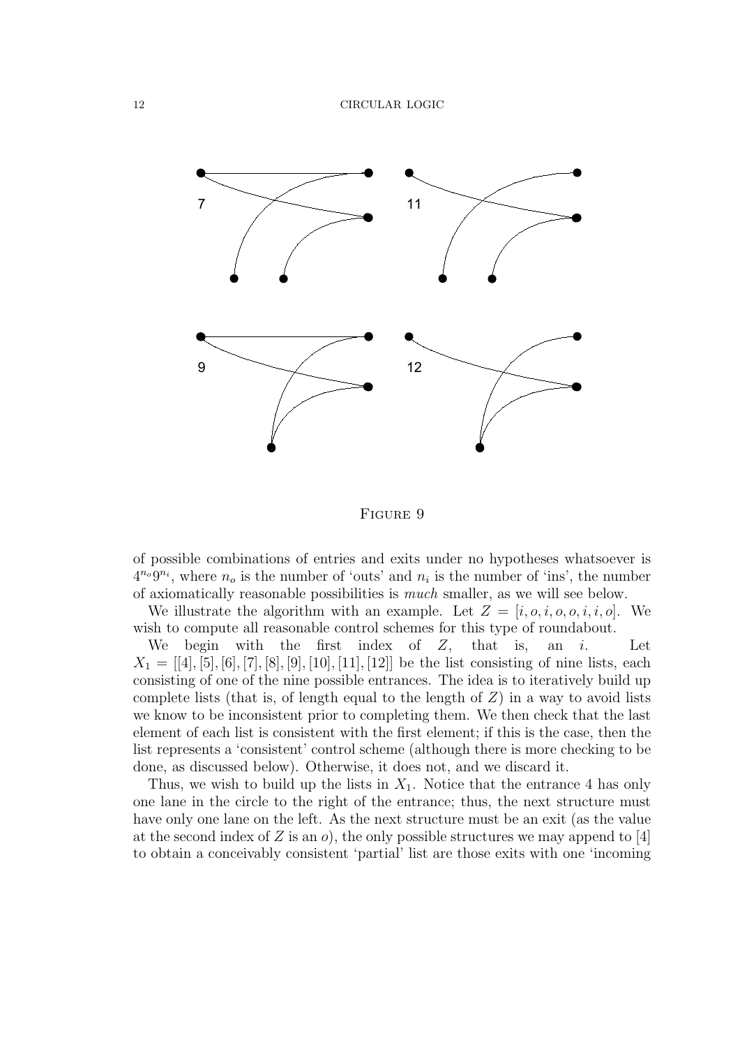Figure 9

of possible combinations of entries and exits under no hypotheses whatsoever is $4^{n_o}9^{n_i}$, where $n_o$ is the number of 'outs' and $n_i$ is the number of 'ins', the number of axiomatically reasonable possibilities is *much* smaller, as we will see below.

We illustrate the algorithm with an example. Let $Z = [i, o, i, o, o, i, i, o]$. We wish to compute all reasonable control schemes for this type of roundabout.

We begin with the first index of $Z$, that is, an $i$. Let $X_1 = [[4], [5], [6], [7], [8], [9], [10], [11], [12]]$ be the list consisting of nine lists, each consisting of one of the nine possible entrances. The idea is to iteratively build up complete lists (that is, of length equal to the length of $Z$) in a way to avoid lists we know to be inconsistent prior to completing them. We then check that the last element of each list is consistent with the first element; if this is the case, then the list represents a 'consistent' control scheme (although there is more checking to be done, as discussed below). Otherwise, it does not, and we discard it.

Thus, we wish to build up the lists in $X_1$. Notice that the entrance 4 has only one lane in the circle to the right of the entrance; thus, the next structure must have only one lane on the left. As the next structure must be an exit (as the value at the second index of $Z$ is an $o$), the only possible structures we may append to [4] to obtain a conceivably consistent 'partial' list are those exits with one 'incoming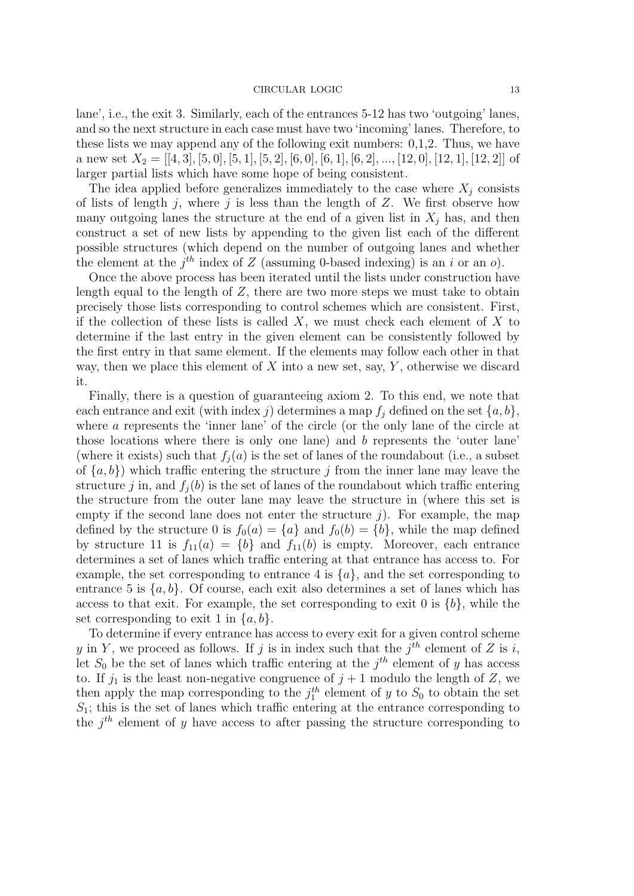lane', i.e., the exit 3. Similarly, each of the entrances 5-12 has two 'outgoing' lanes, and so the next structure in each case must have two 'incoming' lanes. Therefore, to these lists we may append any of the following exit numbers: 0,1,2. Thus, we have a new set $X_2 = [[4,3],[5,0],[5,1],[5,2],[6,0],[6,1],[6,2],...,[12,0],[12,1],[12,2]]$ of larger partial lists which have some hope of being consistent.

The idea applied before generalizes immediately to the case where $X_j$ consists of lists of length $j$, where $j$ is less than the length of $Z$. We first observe how many outgoing lanes the structure at the end of a given list in $X_j$ has, and then construct a set of new lists by appending to the given list each of the different possible structures (which depend on the number of outgoing lanes and whether the element at the $j^{th}$ index of $Z$ (assuming 0-based indexing) is an $i$ or an $o$).

Once the above process has been iterated until the lists under construction have length equal to the length of $Z$, there are two more steps we must take to obtain precisely those lists corresponding to control schemes which are consistent. First, if the collection of these lists is called $X$, we must check each element of $X$ to determine if the last entry in the given element can be consistently followed by the first entry in that same element. If the elements may follow each other in that way, then we place this element of $X$ into a new set, say, $Y$, otherwise we discard it.

Finally, there is a question of guaranteeing axiom 2. To this end, we note that each entrance and exit (with index $j$) determines a map $f_j$ defined on the set $\{a, b\}$, where $a$ represents the 'inner lane' of the circle (or the only lane of the circle at those locations where there is only one lane) and $b$ represents the 'outer lane' (where it exists) such that $f_j(a)$ is the set of lanes of the roundabout (i.e., a subset of $\{a, b\}$) which traffic entering the structure $j$ from the inner lane may leave the structure $j$ in, and $f_j(b)$ is the set of lanes of the roundabout which traffic entering the structure from the outer lane may leave the structure in (where this set is empty if the second lane does not enter the structure $j$). For example, the map defined by the structure 0 is $f_0(a) = \{a\}$ and $f_0(b) = \{b\}$, while the map defined by structure 11 is $f_{11}(a) = \{b\}$ and $f_{11}(b)$ is empty. Moreover, each entrance determines a set of lanes which traffic entering at that entrance has access to. For example, the set corresponding to entrance 4 is $\{a\}$, and the set corresponding to entrance 5 is $\{a, b\}$. Of course, each exit also determines a set of lanes which has access to that exit. For example, the set corresponding to exit 0 is $\{b\}$, while the set corresponding to exit 1 in $\{a, b\}$.

To determine if every entrance has access to every exit for a given control scheme $y$ in $Y$, we proceed as follows. If $j$ is in index such that the $j^{th}$ element of $Z$ is $i$, let $S_0$ be the set of lanes which traffic entering at the $j^{th}$ element of $y$ has access to. If $j_1$ is the least non-negative congruence of $j+1$ modulo the length of $Z$, we then apply the map corresponding to the $j_1^{th}$ element of $y$ to $S_0$ to obtain the set $S_1$; this is the set of lanes which traffic entering at the entrance corresponding to the $j^{th}$ element of $y$ have access to after passing the structure corresponding to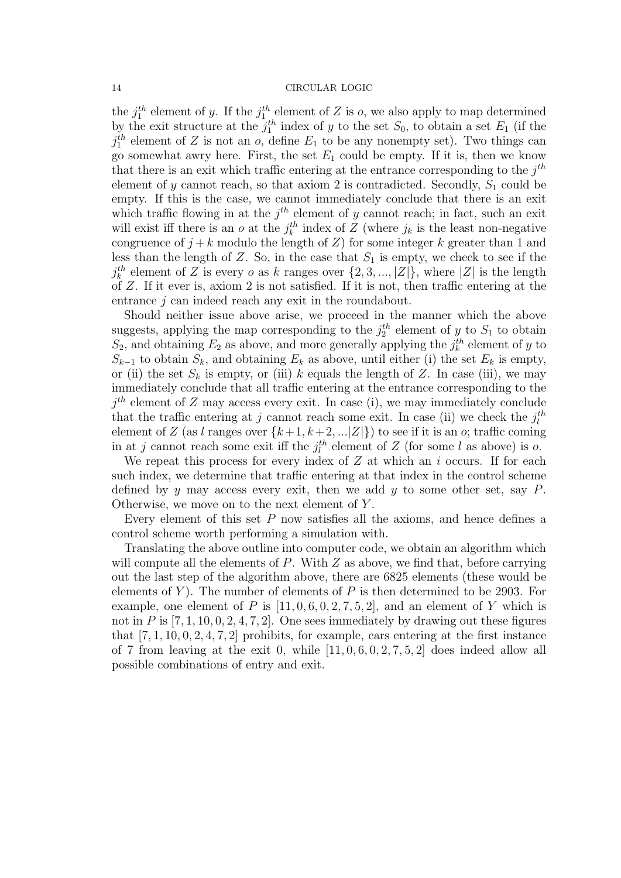the $j_1^{th}$ element of $y$. If the $j_1^{th}$ element of $Z$ is $o$, we also apply to map determined by the exit structure at the $j_1^{th}$ index of $y$ to the set $S_0$, to obtain a set $E_1$ (if the $j_1^{th}$ element of $Z$ is not an $o$, define $E_1$ to be any nonempty set). Two things can go somewhat awry here. First, the set $E_1$ could be empty. If it is, then we know that there is an exit which traffic entering at the entrance corresponding to the $j^{th}$ element of $y$ cannot reach, so that axiom 2 is contradicted. Secondly, $S_1$ could be empty. If this is the case, we cannot immediately conclude that there is an exit which traffic flowing in at the $j^{th}$ element of $y$ cannot reach; in fact, such an exit will exist iff there is an $o$ at the $j_k^{th}$ index of $Z$ (where $j_k$ is the least non-negative congruence of $j+k$ modulo the length of $Z$) for some integer $k$ greater than 1 and less than the length of $Z$. So, in the case that $S_1$ is empty, we check to see if the $j_k^{th}$ element of $Z$ is every $o$ as $k$ ranges over $\{2, 3, ..., |Z|\}$, where $|Z|$ is the length of $Z$. If it ever is, axiom 2 is not satisfied. If it is not, then traffic entering at the entrance $j$ can indeed reach any exit in the roundabout.

Should neither issue above arise, we proceed in the manner which the above suggests, applying the map corresponding to the $j_2^{th}$ element of $y$ to $S_1$ to obtain $S_2$, and obtaining $E_2$ as above, and more generally applying the $j_k^{th}$ element of $y$ to $S_{k-1}$ to obtain $S_k$, and obtaining $E_k$ as above, until either (i) the set $E_k$ is empty, or (ii) the set $S_k$ is empty, or (iii) $k$ equals the length of $Z$. In case (iii), we may immediately conclude that all traffic entering at the entrance corresponding to the $j^{th}$ element of $Z$ may access every exit. In case (i), we may immediately conclude that the traffic entering at $j$ cannot reach some exit. In case (ii) we check the $j_l^{th}$ element of $Z$ (as $l$ ranges over $\{k+1, k+2, ...|Z|\}$) to see if it is an $o$; traffic coming in at $j$ cannot reach some exit iff the $j_l^{th}$ element of $Z$ (for some $l$ as above) is $o$.

We repeat this process for every index of $Z$ at which an $i$ occurs. If for each such index, we determine that traffic entering at that index in the control scheme defined by $y$ may access every exit, then we add $y$ to some other set, say $P$. Otherwise, we move on to the next element of $Y$.

Every element of this set $P$ now satisfies all the axioms, and hence defines a control scheme worth performing a simulation with.

Translating the above outline into computer code, we obtain an algorithm which will compute all the elements of $P$. With $Z$ as above, we find that, before carrying out the last step of the algorithm above, there are 6825 elements (these would be elements of $Y$). The number of elements of $P$ is then determined to be 2903. For example, one element of $P$ is $[11, 0, 6, 0, 2, 7, 5, 2]$, and an element of $Y$ which is not in $P$ is $[7, 1, 10, 0, 2, 4, 7, 2]$. One sees immediately by drawing out these figures that $[7, 1, 10, 0, 2, 4, 7, 2]$ prohibits, for example, cars entering at the first instance of 7 from leaving at the exit 0, while $[11, 0, 6, 0, 2, 7, 5, 2]$ does indeed allow all possible combinations of entry and exit.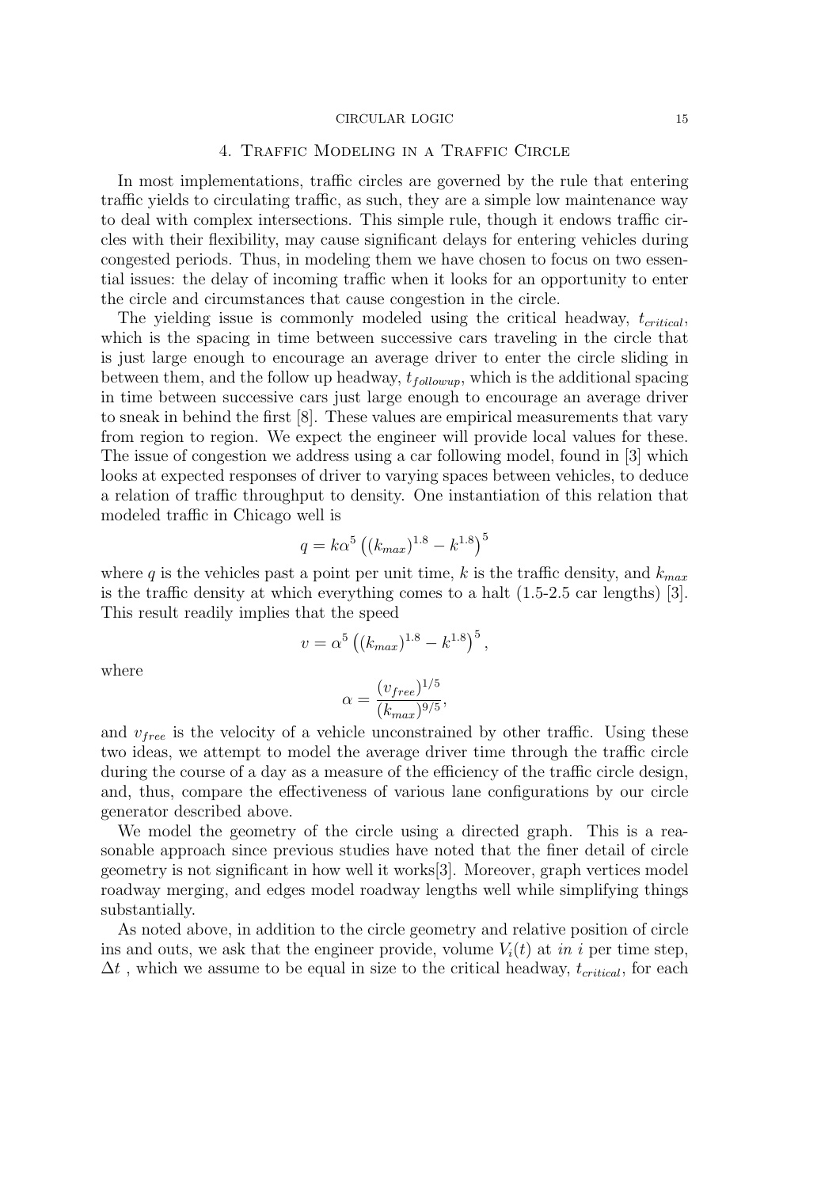## 4. Traffic Modeling in a Traffic Circle

In most implementations, traffic circles are governed by the rule that entering traffic yields to circulating traffic, as such, they are a simple low maintenance way to deal with complex intersections. This simple rule, though it endows traffic circles with their flexibility, may cause significant delays for entering vehicles during congested periods. Thus, in modeling them we have chosen to focus on two essential issues: the delay of incoming traffic when it looks for an opportunity to enter the circle and circumstances that cause congestion in the circle.

The yielding issue is commonly modeled using the critical headway, $t_{critical}$, which is the spacing in time between successive cars traveling in the circle that is just large enough to encourage an average driver to enter the circle sliding in between them, and the follow up headway, $t_{followup}$, which is the additional spacing in time between successive cars just large enough to encourage an average driver to sneak in behind the first [8]. These values are empirical measurements that vary from region to region. We expect the engineer will provide local values for these. The issue of congestion we address using a car following model, found in [3] which looks at expected responses of driver to varying spaces between vehicles, to deduce a relation of traffic throughput to density. One instantiation of this relation that modeled traffic in Chicago well is

$$q = k\alpha^5 \left((k_{max})^{1.8} - k^{1.8}\right)^5$$

where $q$ is the vehicles past a point per unit time, $k$ is the traffic density, and $k_{max}$ is the traffic density at which everything comes to a halt (1.5-2.5 car lengths) [3]. This result readily implies that the speed

$$v = \alpha^5 \left((k_{max})^{1.8} - k^{1.8}\right)^5,$$

where

$$\alpha = \frac{(v_{free})^{1/5}}{(k_{max})^{9/5}},$$

and $v_{free}$ is the velocity of a vehicle unconstrained by other traffic. Using these two ideas, we attempt to model the average driver time through the traffic circle during the course of a day as a measure of the efficiency of the traffic circle design, and, thus, compare the effectiveness of various lane configurations by our circle generator described above.

We model the geometry of the circle using a directed graph. This is a reasonable approach since previous studies have noted that the finer detail of circle geometry is not significant in how well it works[3]. Moreover, graph vertices model roadway merging, and edges model roadway lengths well while simplifying things substantially.

As noted above, in addition to the circle geometry and relative position of circle ins and outs, we ask that the engineer provide, volume $V_i(t)$ at *in* $i$ per time step, $\Delta t$ , which we assume to be equal in size to the critical headway, $t_{critical}$, for each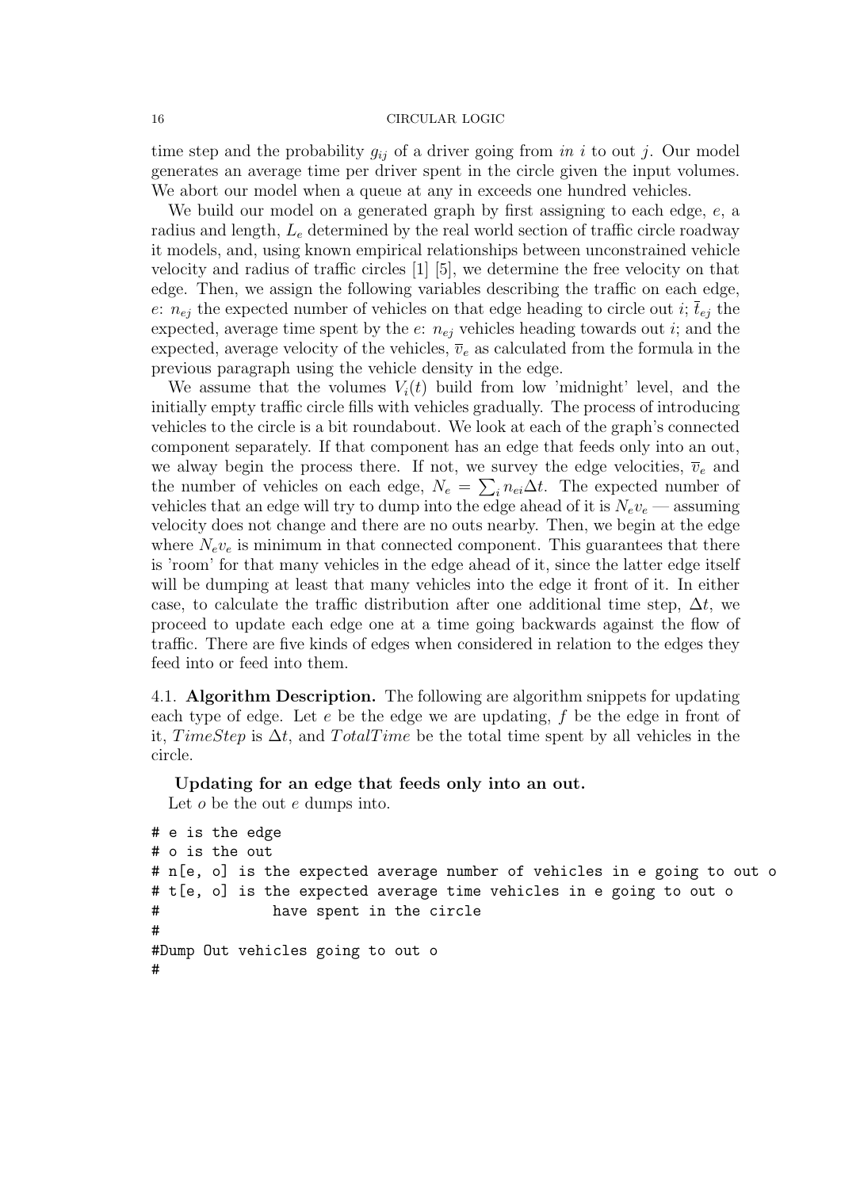time step and the probability $g_{ij}$ of a driver going from *in* $i$ to out $j$. Our model generates an average time per driver spent in the circle given the input volumes. We abort our model when a queue at any in exceeds one hundred vehicles.

We build our model on a generated graph by first assigning to each edge, $e$, a radius and length, $L_e$ determined by the real world section of traffic circle roadway it models, and, using known empirical relationships between unconstrained vehicle velocity and radius of traffic circles [1] [5], we determine the free velocity on that edge. Then, we assign the following variables describing the traffic on each edge, $e$: $n_{ej}$ the expected number of vehicles on that edge heading to circle out $i$; $\bar{t}_{ej}$ the expected, average time spent by the $e$: $n_{ej}$ vehicles heading towards out $i$; and the expected, average velocity of the vehicles, $\bar{v}_e$ as calculated from the formula in the previous paragraph using the vehicle density in the edge.

We assume that the volumes $V_i(t)$ build from low 'midnight' level, and the initially empty traffic circle fills with vehicles gradually. The process of introducing vehicles to the circle is a bit roundabout. We look at each of the graph's connected component separately. If that component has an edge that feeds only into an out, we alway begin the process there. If not, we survey the edge velocities, $\bar{v}_e$ and the number of vehicles on each edge, $N_e = \sum_i n_{ei}\Delta t$. The expected number of vehicles that an edge will try to dump into the edge ahead of it is $N_e v_e$ — assuming velocity does not change and there are no outs nearby. Then, we begin at the edge where $N_e v_e$ is minimum in that connected component. This guarantees that there is 'room' for that many vehicles in the edge ahead of it, since the latter edge itself will be dumping at least that many vehicles into the edge it front of it. In either case, to calculate the traffic distribution after one additional time step, $\Delta t$, we proceed to update each edge one at a time going backwards against the flow of traffic. There are five kinds of edges when considered in relation to the edges they feed into or feed into them.

### 4.1. Algorithm Description.

The following are algorithm snippets for updating each type of edge. Let $e$ be the edge we are updating, $f$ be the edge in front of it, *TimeStep* is $\Delta t$, and *TotalTime* be the total time spent by all vehicles in the circle.

**Updating for an edge that feeds only into an out.**

Let $o$ be the out $e$ dumps into.

```
# e is the edge
# o is the out
# n[e, o] is the expected average number of vehicles in e going to out o
# t[e, o] is the expected average time vehicles in e going to out o
#             have spent in the circle
#
#Dump Out vehicles going to out o
#
```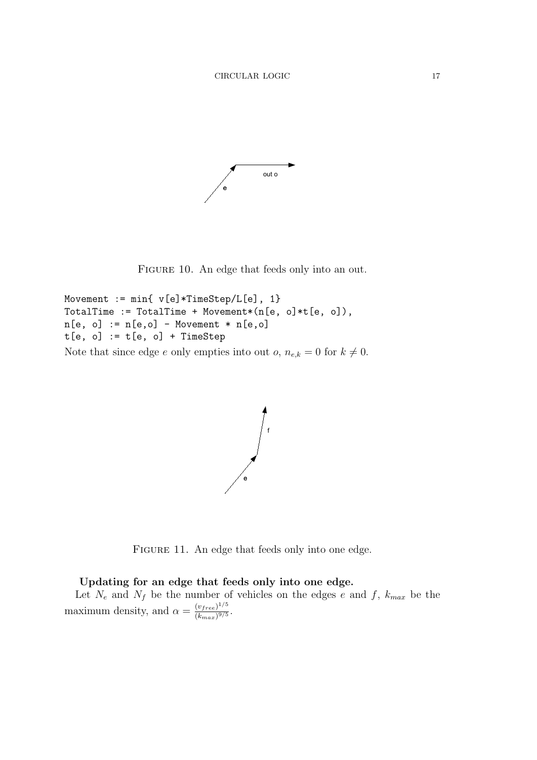FIGURE 10. An edge that feeds only into an out.

```
Movement := min{ v[e]*TimeStep/L[e], 1}
TotalTime := TotalTime + Movement*(n[e, o]*t[e, o]),
n[e, o] := n[e,o] - Movement * n[e,o]
t[e, o] := t[e, o] + TimeStep
```

Note that since edge $e$ only empties into out $o$, $n_{e,k} = 0$ for $k \neq 0$.

FIGURE 11. An edge that feeds only into one edge.

**Updating for an edge that feeds only into one edge.**

Let $N_e$ and $N_f$ be the number of vehicles on the edges $e$ and $f$, $k_{max}$ be the maximum density, and $\alpha = \frac{(v_{free})^{1/5}}{(k_{max})^{9/5}}$.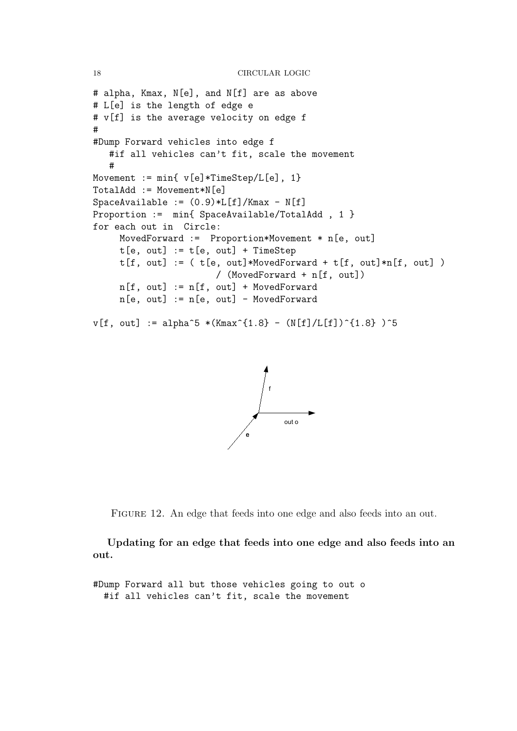```
# alpha, Kmax, N[e], and N[f] are as above
# L[e] is the length of edge e
# v[f] is the average velocity on edge f
#
#Dump Forward vehicles into edge f
   #if all vehicles can't fit, scale the movement
   #
Movement := min{ v[e]*TimeStep/L[e], 1}
TotalAdd := Movement*N[e]
SpaceAvailable := (0.9)*L[f]/Kmax - N[f]
Proportion :=  min{ SpaceAvailable/TotalAdd , 1 }
for each out in  Circle:
     MovedForward :=  Proportion*Movement * n[e, out]
     t[e, out] := t[e, out] + TimeStep
     t[f, out] := ( t[e, out]*MovedForward + t[f, out]*n[f, out] )
                     / (MovedForward + n[f, out])
     n[f, out] := n[f, out] + MovedForward
     n[e, out] := n[e, out] - MovedForward

v[f, out] := alpha^5 *(Kmax^{1.8} - (N[f]/L[f])^{1.8} )^5
```

Figure 12. An edge that feeds into one edge and also feeds into an out.

**Updating for an edge that feeds into one edge and also feeds into an out.**

```
#Dump Forward all but those vehicles going to out o
  #if all vehicles can't fit, scale the movement
```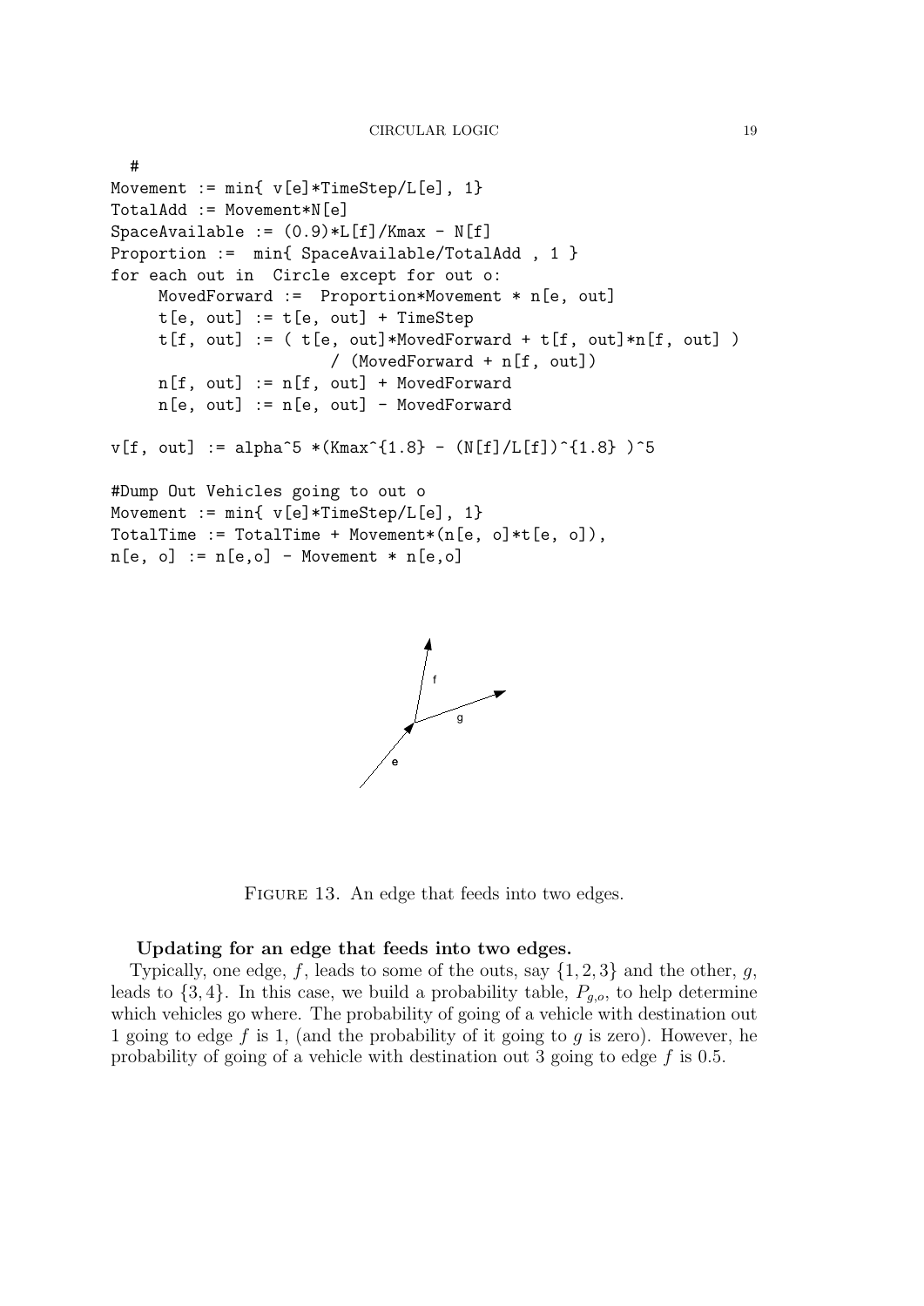```
  #
Movement := min{ v[e]*TimeStep/L[e], 1}
TotalAdd := Movement*N[e]
SpaceAvailable := (0.9)*L[f]/Kmax - N[f]
Proportion :=  min{ SpaceAvailable/TotalAdd , 1 }
for each out in  Circle except for out o:
     MovedForward :=  Proportion*Movement * n[e, out]
     t[e, out] := t[e, out] + TimeStep
     t[f, out] := ( t[e, out]*MovedForward + t[f, out]*n[f, out] )
                      / (MovedForward + n[f, out])
     n[f, out] := n[f, out] + MovedForward
     n[e, out] := n[e, out] - MovedForward

v[f, out] := alpha^5 *(Kmax^{1.8} - (N[f]/L[f])^{1.8} )^5

#Dump Out Vehicles going to out o
Movement := min{ v[e]*TimeStep/L[e], 1}
TotalTime := TotalTime + Movement*(n[e, o]*t[e, o]),
n[e, o] := n[e,o] - Movement * n[e,o]
```

FIGURE 13. An edge that feeds into two edges.

**Updating for an edge that feeds into two edges.**

Typically, one edge, $f$, leads to some of the outs, say $\{1, 2, 3\}$ and the other, $g$, leads to $\{3, 4\}$. In this case, we build a probability table, $P_{g,o}$, to help determine which vehicles go where. The probability of going of a vehicle with destination out 1 going to edge $f$ is 1, (and the probability of it going to $g$ is zero). However, he probability of going of a vehicle with destination out 3 going to edge $f$ is 0.5.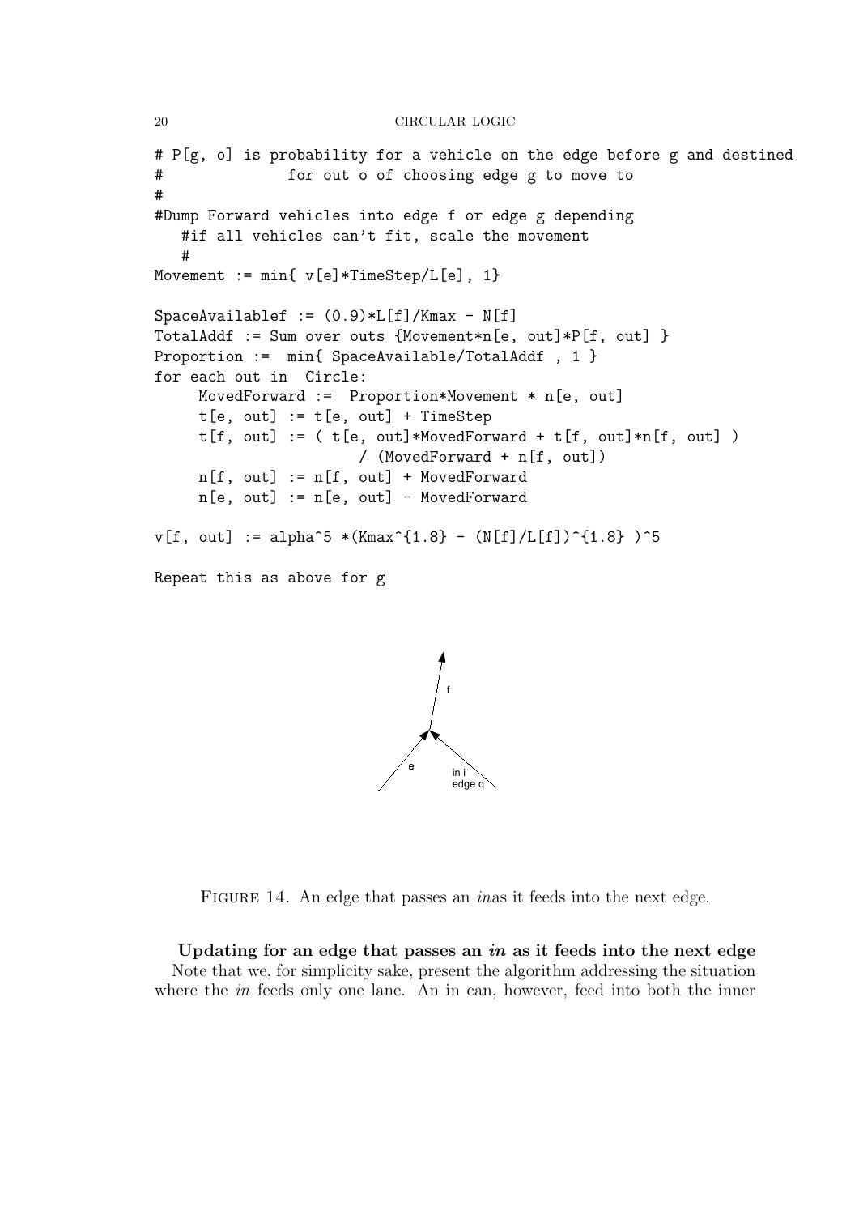```
# P[g, o] is probability for a vehicle on the edge before g and destined
#              for out o of choosing edge g to move to
#
#Dump Forward vehicles into edge f or edge g depending
   #if all vehicles can't fit, scale the movement
   #
Movement := min{ v[e]*TimeStep/L[e], 1}

SpaceAvailablef := (0.9)*L[f]/Kmax - N[f]
TotalAddf := Sum over outs {Movement*n[e, out]*P[f, out] }
Proportion :=  min{ SpaceAvailable/TotalAddf , 1 }
for each out in  Circle:
     MovedForward :=  Proportion*Movement * n[e, out]
     t[e, out] := t[e, out] + TimeStep
     t[f, out] := ( t[e, out]*MovedForward + t[f, out]*n[f, out] )
                     / (MovedForward + n[f, out])
     n[f, out] := n[f, out] + MovedForward
     n[e, out] := n[e, out] - MovedForward

v[f, out] := alpha^5 *(Kmax^{1.8} - (N[f]/L[f])^{1.8} )^5

Repeat this as above for g
```

Figure 14. An edge that passes an *in*as it feeds into the next edge.

**Updating for an edge that passes an *in* as it feeds into the next edge**
Note that we, for simplicity sake, present the algorithm addressing the situation where the *in* feeds only one lane. An in can, however, feed into both the inner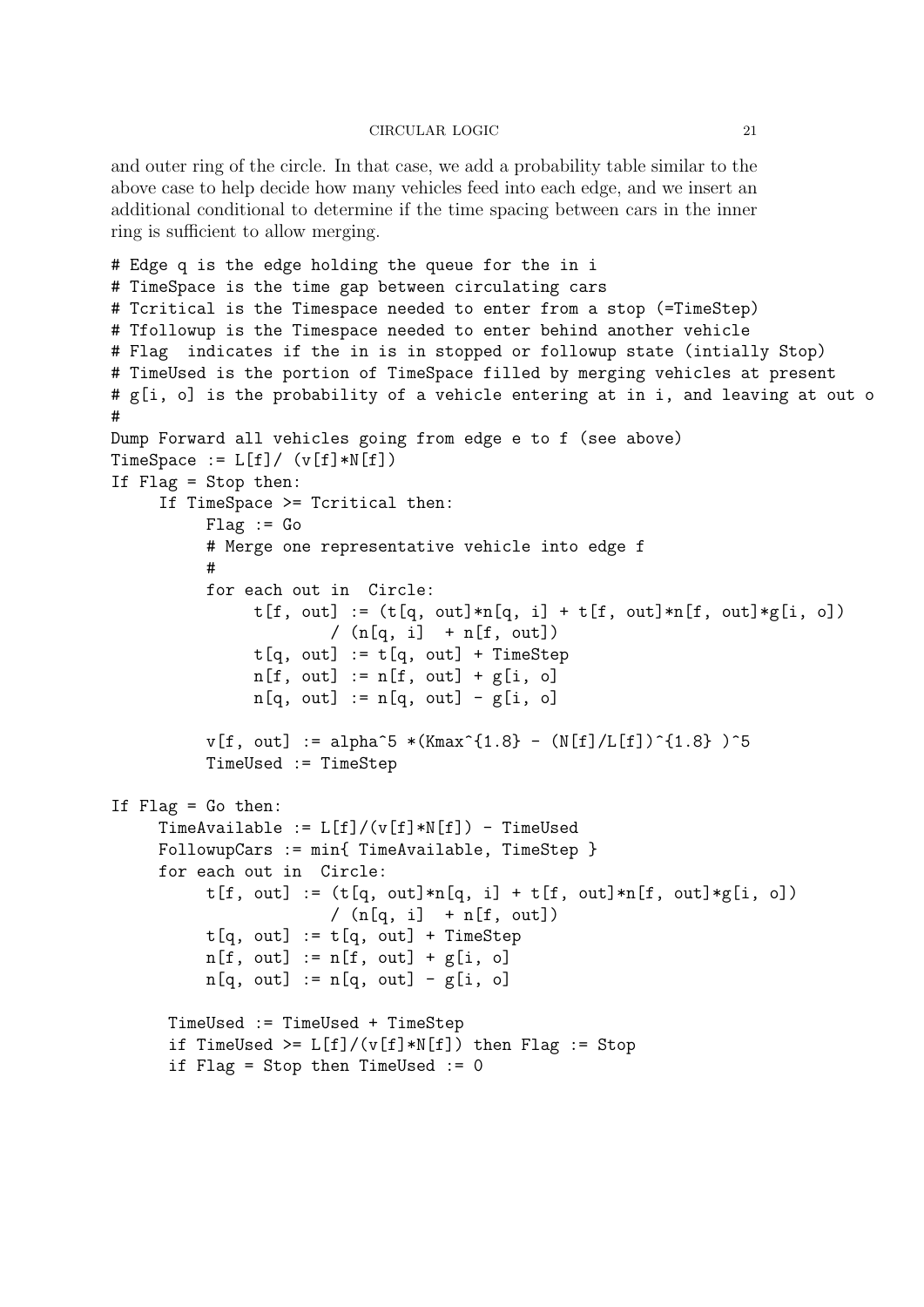and outer ring of the circle. In that case, we add a probability table similar to the above case to help decide how many vehicles feed into each edge, and we insert an additional conditional to determine if the time spacing between cars in the inner ring is sufficient to allow merging.

```
# Edge q is the edge holding the queue for the in i
# TimeSpace is the time gap between circulating cars
# Tcritical is the Timespace needed to enter from a stop (=TimeStep)
# Tfollowup is the Timespace needed to enter behind another vehicle
# Flag  indicates if the in is in stopped or followup state (intially Stop)
# TimeUsed is the portion of TimeSpace filled by merging vehicles at present
# g[i, o] is the probability of a vehicle entering at in i, and leaving at out o
#
Dump Forward all vehicles going from edge e to f (see above)
TimeSpace := L[f]/ (v[f]*N[f])
If Flag = Stop then:
     If TimeSpace >= Tcritical then:
          Flag := Go
          # Merge one representative vehicle into edge f
          #
          for each out in  Circle:
               t[f, out] := (t[q, out]*n[q, i] + t[f, out]*n[f, out]*g[i, o])
                       / (n[q, i]  + n[f, out])
               t[q, out] := t[q, out] + TimeStep
               n[f, out] := n[f, out] + g[i, o]
               n[q, out] := n[q, out] - g[i, o]

          v[f, out] := alpha^5 *(Kmax^{1.8} - (N[f]/L[f])^{1.8} )^5
          TimeUsed := TimeStep

If Flag = Go then:
     TimeAvailable := L[f]/(v[f]*N[f]) - TimeUsed
     FollowupCars := min{ TimeAvailable, TimeStep }
     for each out in  Circle:
          t[f, out] := (t[q, out]*n[q, i] + t[f, out]*n[f, out]*g[i, o])
                       / (n[q, i]  + n[f, out])
          t[q, out] := t[q, out] + TimeStep
          n[f, out] := n[f, out] + g[i, o]
          n[q, out] := n[q, out] - g[i, o]

      TimeUsed := TimeUsed + TimeStep
      if TimeUsed >= L[f]/(v[f]*N[f]) then Flag := Stop
      if Flag = Stop then TimeUsed := 0
```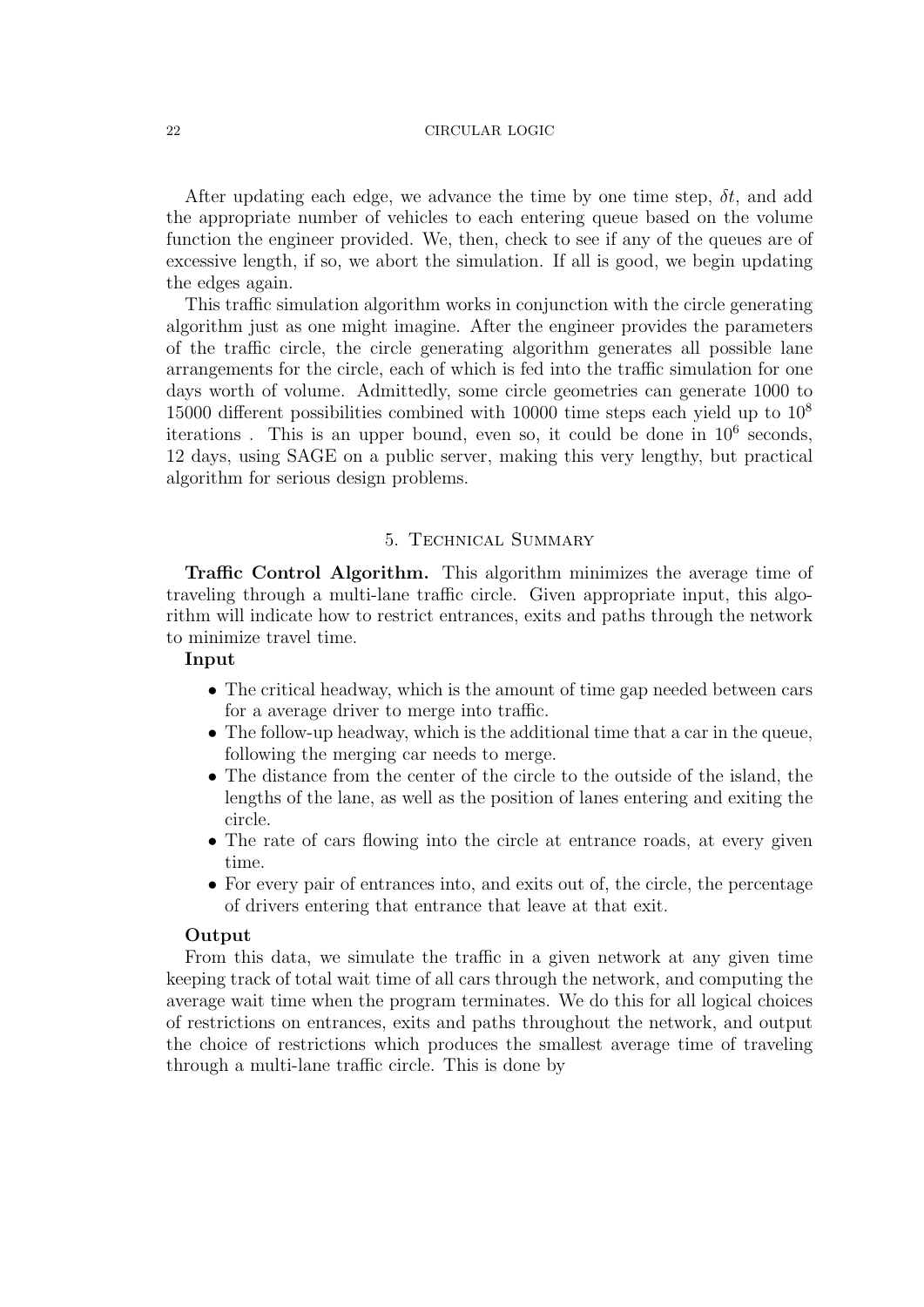After updating each edge, we advance the time by one time step, $\delta t$, and add the appropriate number of vehicles to each entering queue based on the volume function the engineer provided. We, then, check to see if any of the queues are of excessive length, if so, we abort the simulation. If all is good, we begin updating the edges again.

This traffic simulation algorithm works in conjunction with the circle generating algorithm just as one might imagine. After the engineer provides the parameters of the traffic circle, the circle generating algorithm generates all possible lane arrangements for the circle, each of which is fed into the traffic simulation for one days worth of volume. Admittedly, some circle geometries can generate 1000 to 15000 different possibilities combined with 10000 time steps each yield up to $10^8$ iterations . This is an upper bound, even so, it could be done in $10^6$ seconds, 12 days, using SAGE on a public server, making this very lengthy, but practical algorithm for serious design problems.

## 5. Technical Summary

**Traffic Control Algorithm.** This algorithm minimizes the average time of traveling through a multi-lane traffic circle. Given appropriate input, this algorithm will indicate how to restrict entrances, exits and paths through the network to minimize travel time.

**Input**

- The critical headway, which is the amount of time gap needed between cars for a average driver to merge into traffic.
- The follow-up headway, which is the additional time that a car in the queue, following the merging car needs to merge.
- The distance from the center of the circle to the outside of the island, the lengths of the lane, as well as the position of lanes entering and exiting the circle.
- The rate of cars flowing into the circle at entrance roads, at every given time.
- For every pair of entrances into, and exits out of, the circle, the percentage of drivers entering that entrance that leave at that exit.

**Output**

From this data, we simulate the traffic in a given network at any given time keeping track of total wait time of all cars through the network, and computing the average wait time when the program terminates. We do this for all logical choices of restrictions on entrances, exits and paths throughout the network, and output the choice of restrictions which produces the smallest average time of traveling through a multi-lane traffic circle. This is done by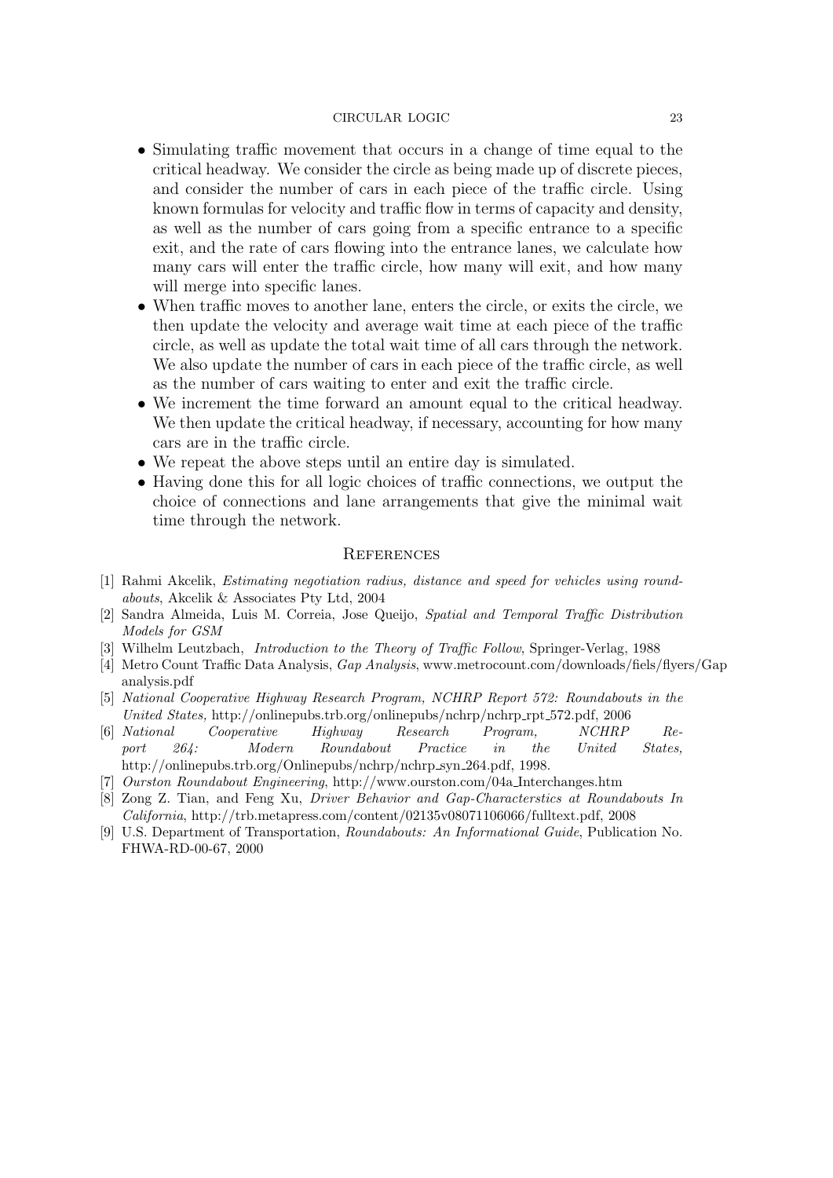- Simulating traffic movement that occurs in a change of time equal to the critical headway. We consider the circle as being made up of discrete pieces, and consider the number of cars in each piece of the traffic circle. Using known formulas for velocity and traffic flow in terms of capacity and density, as well as the number of cars going from a specific entrance to a specific exit, and the rate of cars flowing into the entrance lanes, we calculate how many cars will enter the traffic circle, how many will exit, and how many will merge into specific lanes.
- When traffic moves to another lane, enters the circle, or exits the circle, we then update the velocity and average wait time at each piece of the traffic circle, as well as update the total wait time of all cars through the network. We also update the number of cars in each piece of the traffic circle, as well as the number of cars waiting to enter and exit the traffic circle.
- We increment the time forward an amount equal to the critical headway. We then update the critical headway, if necessary, accounting for how many cars are in the traffic circle.
- We repeat the above steps until an entire day is simulated.
- Having done this for all logic choices of traffic connections, we output the choice of connections and lane arrangements that give the minimal wait time through the network.

## References

[1] Rahmi Akcelik, *Estimating negotiation radius, distance and speed for vehicles using roundabouts*, Akcelik & Associates Pty Ltd, 2004

[2] Sandra Almeida, Luis M. Correia, Jose Queijo, *Spatial and Temporal Traffic Distribution Models for GSM*

[3] Wilhelm Leutzbach, *Introduction to the Theory of Traffic Follow*, Springer-Verlag, 1988

[4] Metro Count Traffic Data Analysis, *Gap Analysis*, www.metrocount.com/downloads/fiels/flyers/Gap analysis.pdf

[5] *National Cooperative Highway Research Program, NCHRP Report 572: Roundabouts in the United States,* http://onlinepubs.trb.org/onlinepubs/nchrp/nchrp_rpt_572.pdf, 2006

[6] *National Cooperative Highway Research Program, NCHRP Report 264: Modern Roundabout Practice in the United States,* http://onlinepubs.trb.org/Onlinepubs/nchrp/nchrp_syn_264.pdf, 1998.

[7] *Ourston Roundabout Engineering*, http://www.ourston.com/04a_Interchanges.htm

[8] Zong Z. Tian, and Feng Xu, *Driver Behavior and Gap-Characterstics at Roundabouts In California*, http://trb.metapress.com/content/02135v08071106066/fulltext.pdf, 2008

[9] U.S. Department of Transportation, *Roundabouts: An Informational Guide*, Publication No. FHWA-RD-00-67, 2000